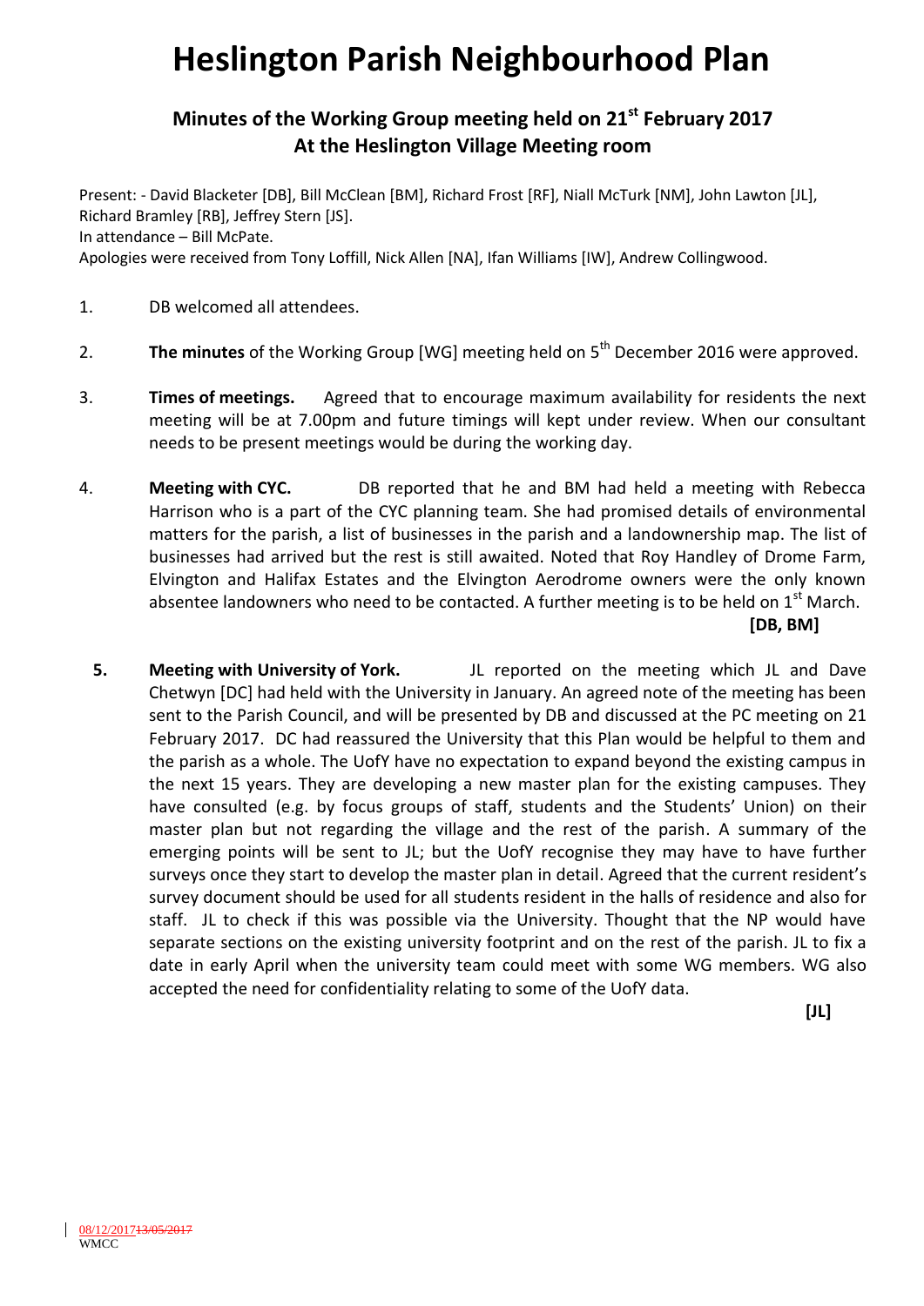# Heslington Parish Neighbourhood Plan

## Minutes of the Working Group meeting held on 21st February 2017 At the Heslington Village Meeting room

Present: - David Blacketer [DB], Bill McClean [BM], Richard Frost [RF], Niall McTurk [NM], John Lawton [JL], Richard Bramley [RB], Jeffrey Stern [JS].
In attendance – Bill McPate.
Apologies were received from Tony Loffill, Nick Allen [NA], Ifan Williams [IW], Andrew Collingwood.

1. DB welcomed all attendees.

2. **The minutes** of the Working Group [WG] meeting held on 5th December 2016 were approved.

3. **Times of meetings.** Agreed that to encourage maximum availability for residents the next meeting will be at 7.00pm and future timings will kept under review. When our consultant needs to be present meetings would be during the working day.

4. **Meeting with CYC.** DB reported that he and BM had held a meeting with Rebecca Harrison who is a part of the CYC planning team. She had promised details of environmental matters for the parish, a list of businesses in the parish and a landownership map. The list of businesses had arrived but the rest is still awaited. Noted that Roy Handley of Drome Farm, Elvington and Halifax Estates and the Elvington Aerodrome owners were the only known absentee landowners who need to be contacted. A further meeting is to be held on 1st March. **[DB, BM]**

5. **Meeting with University of York.** JL reported on the meeting which JL and Dave Chetwyn [DC] had held with the University in January. An agreed note of the meeting has been sent to the Parish Council, and will be presented by DB and discussed at the PC meeting on 21 February 2017. DC had reassured the University that this Plan would be helpful to them and the parish as a whole. The UofY have no expectation to expand beyond the existing campus in the next 15 years. They are developing a new master plan for the existing campuses. They have consulted (e.g. by focus groups of staff, students and the Students' Union) on their master plan but not regarding the village and the rest of the parish. A summary of the emerging points will be sent to JL; but the UofY recognise they may have to have further surveys once they start to develop the master plan in detail. Agreed that the current resident's survey document should be used for all students resident in the halls of residence and also for staff. JL to check if this was possible via the University. Thought that the NP would have separate sections on the existing university footprint and on the rest of the parish. JL to fix a date in early April when the university team could meet with some WG members. WG also accepted the need for confidentiality relating to some of the UofY data. **[JL]**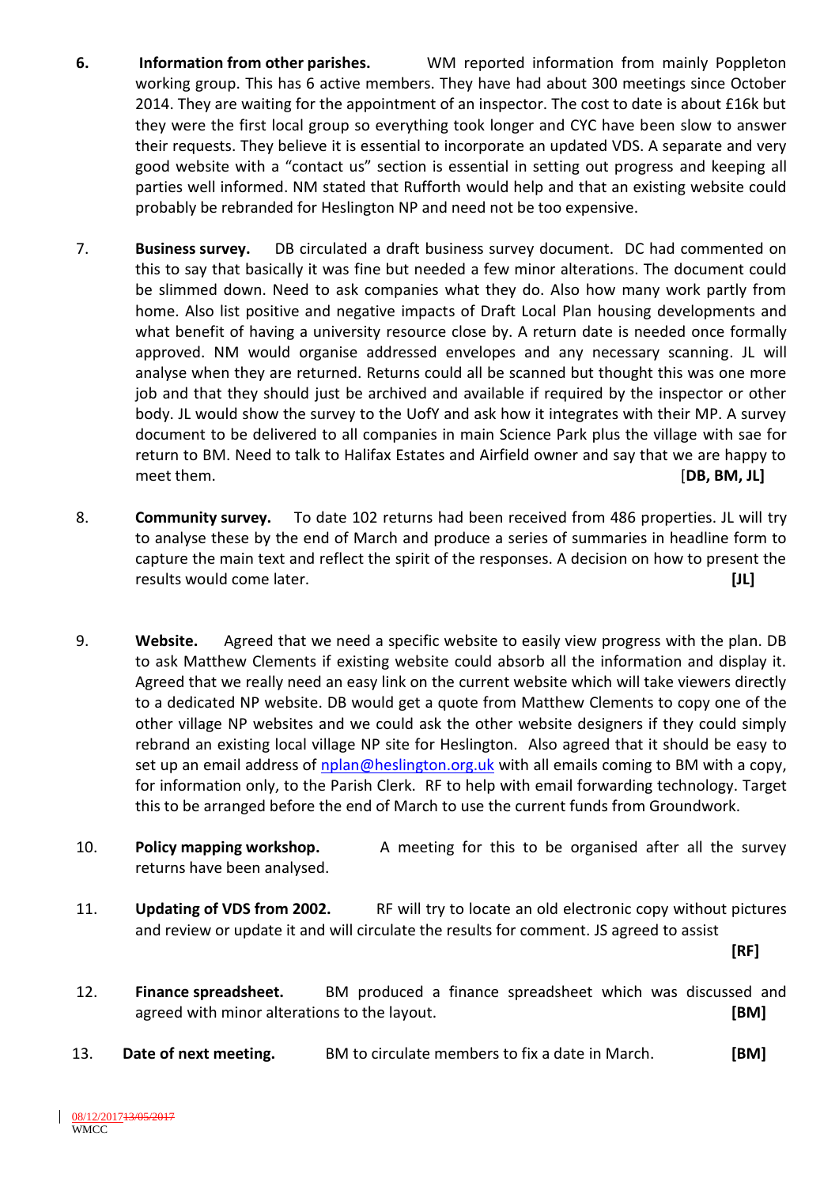6. **Information from other parishes.** WM reported information from mainly Poppleton working group. This has 6 active members. They have had about 300 meetings since October 2014. They are waiting for the appointment of an inspector. The cost to date is about £16k but they were the first local group so everything took longer and CYC have been slow to answer their requests. They believe it is essential to incorporate an updated VDS. A separate and very good website with a "contact us" section is essential in setting out progress and keeping all parties well informed. NM stated that Rufforth would help and that an existing website could probably be rebranded for Heslington NP and need not be too expensive.

7. **Business survey.** DB circulated a draft business survey document. DC had commented on this to say that basically it was fine but needed a few minor alterations. The document could be slimmed down. Need to ask companies what they do. Also how many work partly from home. Also list positive and negative impacts of Draft Local Plan housing developments and what benefit of having a university resource close by. A return date is needed once formally approved. NM would organise addressed envelopes and any necessary scanning. JL will analyse when they are returned. Returns could all be scanned but thought this was one more job and that they should just be archived and available if required by the inspector or other body. JL would show the survey to the UofY and ask how it integrates with their MP. A survey document to be delivered to all companies in main Science Park plus the village with sae for return to BM. Need to talk to Halifax Estates and Airfield owner and say that we are happy to meet them. [**DB, BM, JL]**

8. **Community survey.** To date 102 returns had been received from 486 properties. JL will try to analyse these by the end of March and produce a series of summaries in headline form to capture the main text and reflect the spirit of the responses. A decision on how to present the results would come later. **[JL]**

9. **Website.** Agreed that we need a specific website to easily view progress with the plan. DB to ask Matthew Clements if existing website could absorb all the information and display it. Agreed that we really need an easy link on the current website which will take viewers directly to a dedicated NP website. DB would get a quote from Matthew Clements to copy one of the other village NP websites and we could ask the other website designers if they could simply rebrand an existing local village NP site for Heslington. Also agreed that it should be easy to set up an email address of nplan@heslington.org.uk with all emails coming to BM with a copy, for information only, to the Parish Clerk. RF to help with email forwarding technology. Target this to be arranged before the end of March to use the current funds from Groundwork.

10. **Policy mapping workshop.** A meeting for this to be organised after all the survey returns have been analysed.

11. **Updating of VDS from 2002.** RF will try to locate an old electronic copy without pictures and review or update it and will circulate the results for comment. JS agreed to assist **[RF]**

12. **Finance spreadsheet.** BM produced a finance spreadsheet which was discussed and agreed with minor alterations to the layout. **[BM]**

13. **Date of next meeting.** BM to circulate members to fix a date in March. **[BM]**